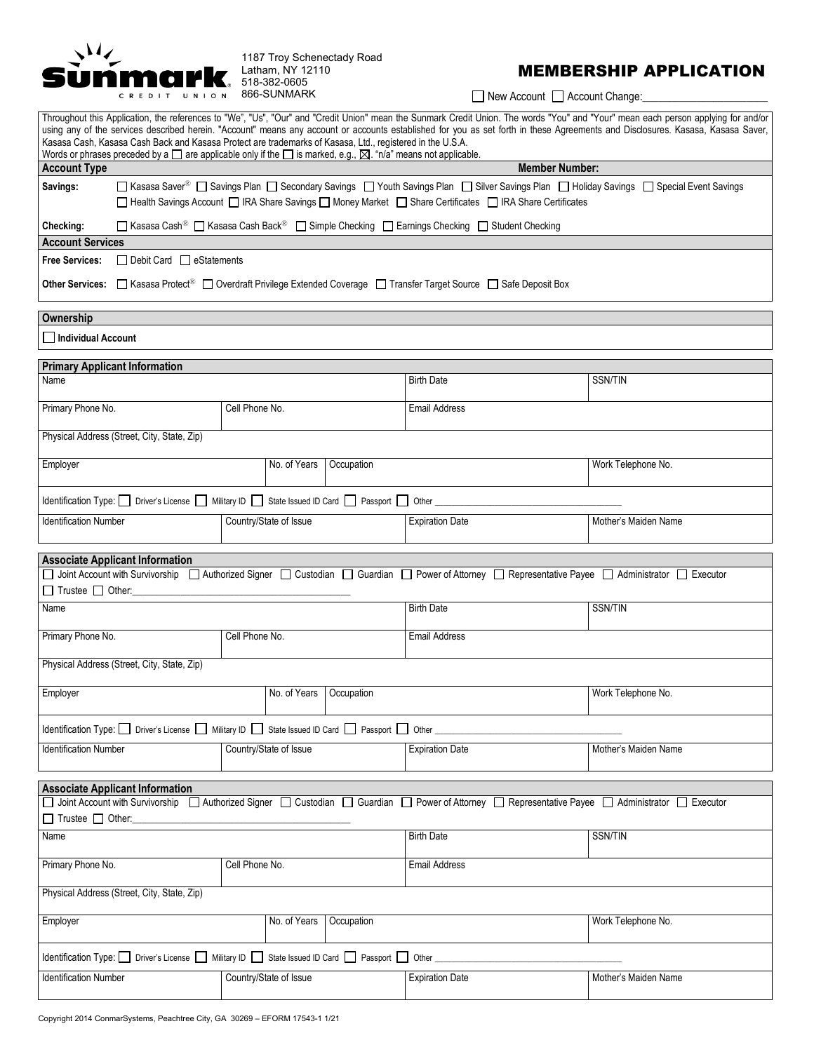**Sunmark CREDIT UNION**

1187 Troy Schenectady Road
Latham, NY 12110
518-382-0605
866-SUNMARK

# MEMBERSHIP APPLICATION

☐ New Account ☐ Account Change:______________________

Throughout this Application, the references to "We", "Us", "Our" and "Credit Union" mean the Sunmark Credit Union. The words "You" and "Your" mean each person applying for and/or using any of the services described herein. "Account" means any account or accounts established for you as set forth in these Agreements and Disclosures. Kasasa, Kasasa Saver, Kasasa Cash, Kasasa Cash Back and Kasasa Protect are trademarks of Kasasa, Ltd., registered in the U.S.A.
Words or phrases preceded by a ☐ are applicable only if the ☐ is marked, e.g., ☒. "n/a" means not applicable.

## Account Type

**Member Number:**

**Savings:** ☐ Kasasa Saver® ☐ Savings Plan ☐ Secondary Savings ☐ Youth Savings Plan ☐ Silver Savings Plan ☐ Holiday Savings ☐ Special Event Savings ☐ Health Savings Account ☐ IRA Share Savings ☐ Money Market ☐ Share Certificates ☐ IRA Share Certificates

**Checking:** ☐ Kasasa Cash® ☐ Kasasa Cash Back® ☐ Simple Checking ☐ Earnings Checking ☐ Student Checking

## Account Services

**Free Services:** ☐ Debit Card ☐ eStatements

**Other Services:** ☐ Kasasa Protect® ☐ Overdraft Privilege Extended Coverage ☐ Transfer Target Source ☐ Safe Deposit Box

## Ownership

☐ **Individual Account**

## Primary Applicant Information

| Name | | | Birth Date | SSN/TIN |
|---|---|---|---|---|
| Primary Phone No. | Cell Phone No. | | Email Address | |
| Physical Address (Street, City, State, Zip) | | | | |
| Employer | No. of Years | Occupation | | Work Telephone No. |

Identification Type: ☐ Driver's License ☐ Military ID ☐ State Issued ID Card ☐ Passport ☐ Other ______________________

| Identification Number | Country/State of Issue | Expiration Date | Mother's Maiden Name |
|---|---|---|---|

## Associate Applicant Information

☐ Joint Account with Survivorship ☐ Authorized Signer ☐ Custodian ☐ Guardian ☐ Power of Attorney ☐ Representative Payee ☐ Administrator ☐ Executor ☐ Trustee ☐ Other:______________________

| Name | | | Birth Date | SSN/TIN |
|---|---|---|---|---|
| Primary Phone No. | Cell Phone No. | | Email Address | |
| Physical Address (Street, City, State, Zip) | | | | |
| Employer | No. of Years | Occupation | | Work Telephone No. |

Identification Type: ☐ Driver's License ☐ Military ID ☐ State Issued ID Card ☐ Passport ☐ Other ______________________

| Identification Number | Country/State of Issue | Expiration Date | Mother's Maiden Name |
|---|---|---|---|

## Associate Applicant Information

☐ Joint Account with Survivorship ☐ Authorized Signer ☐ Custodian ☐ Guardian ☐ Power of Attorney ☐ Representative Payee ☐ Administrator ☐ Executor ☐ Trustee ☐ Other:______________________

| Name | | | Birth Date | SSN/TIN |
|---|---|---|---|---|
| Primary Phone No. | Cell Phone No. | | Email Address | |
| Physical Address (Street, City, State, Zip) | | | | |
| Employer | No. of Years | Occupation | | Work Telephone No. |

Identification Type: ☐ Driver's License ☐ Military ID ☐ State Issued ID Card ☐ Passport ☐ Other ______________________

| Identification Number | Country/State of Issue | Expiration Date | Mother's Maiden Name |
|---|---|---|---|

Copyright 2014 ConmarSystems, Peachtree City, GA 30269 – EFORM 17543-1 1/21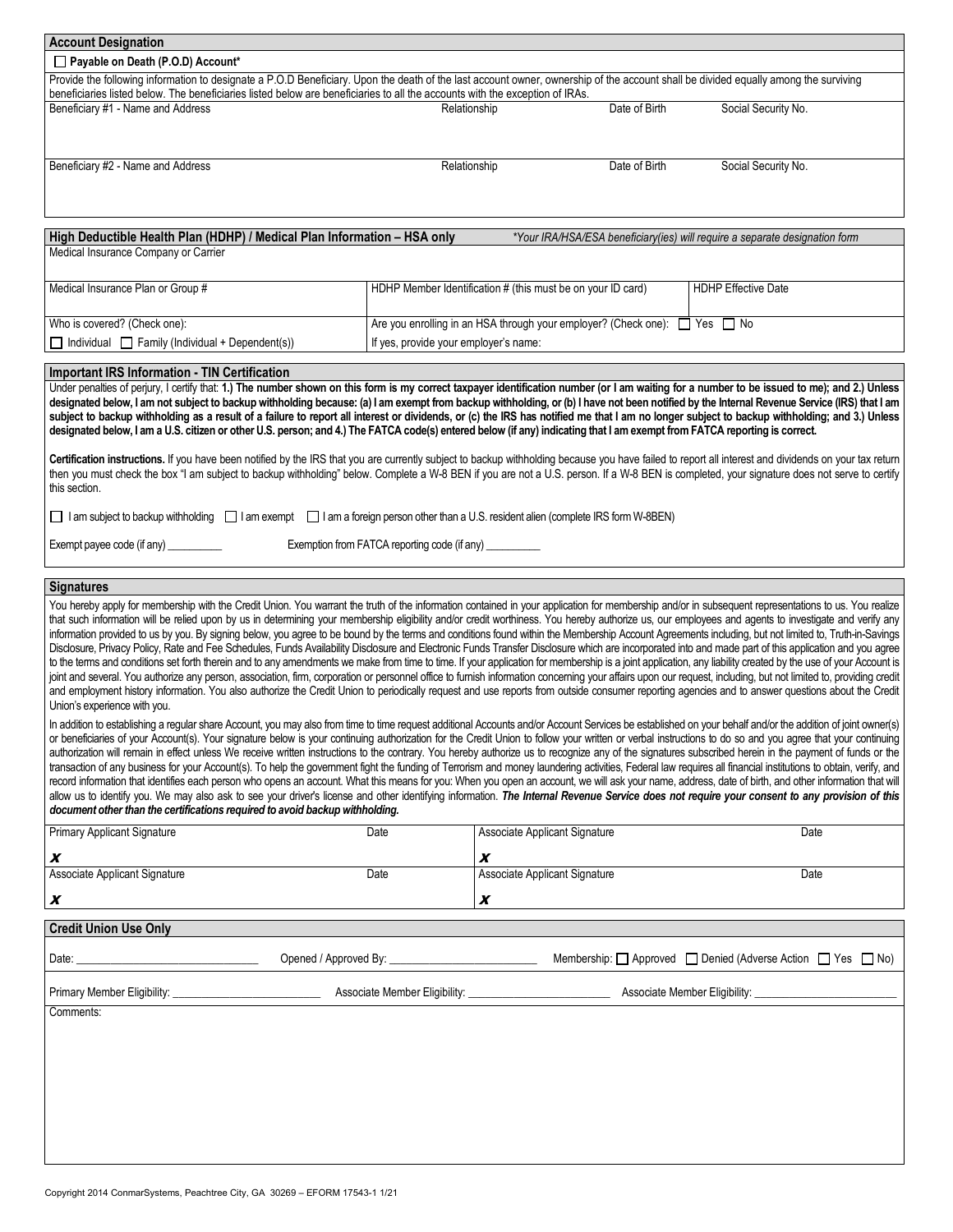## Account Designation

☐ **Payable on Death (P.O.D) Account***

Provide the following information to designate a P.O.D Beneficiary. Upon the death of the last account owner, ownership of the account shall be divided equally among the surviving beneficiaries listed below. The beneficiaries listed below are beneficiaries to all the accounts with the exception of IRAs.

| Beneficiary #1 - Name and Address | Relationship | Date of Birth | Social Security No. |
|---|---|---|---|
| | | | |

| Beneficiary #2 - Name and Address | Relationship | Date of Birth | Social Security No. |
|---|---|---|---|
| | | | |

## High Deductible Health Plan (HDHP) / Medical Plan Information – HSA only

*\*Your IRA/HSA/ESA beneficiary(ies) will require a separate designation form*

Medical Insurance Company or Carrier

| Medical Insurance Plan or Group # | HDHP Member Identification # (this must be on your ID card) | HDHP Effective Date |
|---|---|---|
| | | |

| Who is covered? (Check one): | Are you enrolling in an HSA through your employer? (Check one): ☐ Yes ☐ No |
|---|---|
| ☐ Individual ☐ Family (Individual + Dependent(s)) | If yes, provide your employer's name: |

## Important IRS Information - TIN Certification

Under penalties of perjury, I certify that: **1.) The number shown on this form is my correct taxpayer identification number (or I am waiting for a number to be issued to me); and 2.) Unless designated below, I am not subject to backup withholding because: (a) I am exempt from backup withholding, or (b) I have not been notified by the Internal Revenue Service (IRS) that I am subject to backup withholding as a result of a failure to report all interest or dividends, or (c) the IRS has notified me that I am no longer subject to backup withholding; and 3.) Unless designated below, I am a U.S. citizen or other U.S. person; and 4.) The FATCA code(s) entered below (if any) indicating that I am exempt from FATCA reporting is correct.**

**Certification instructions.** If you have been notified by the IRS that you are currently subject to backup withholding because you have failed to report all interest and dividends on your tax return then you must check the box "I am subject to backup withholding" below. Complete a W-8 BEN if you are not a U.S. person. If a W-8 BEN is completed, your signature does not serve to certify this section.

☐ I am subject to backup withholding ☐ I am exempt ☐ I am a foreign person other than a U.S. resident alien (complete IRS form W-8BEN)

Exempt payee code (if any) __________ Exemption from FATCA reporting code (if any) __________

## Signatures

You hereby apply for membership with the Credit Union. You warrant the truth of the information contained in your application for membership and/or in subsequent representations to us. You realize that such information will be relied upon by us in determining your membership eligibility and/or credit worthiness. You hereby authorize us, our employees and agents to investigate and verify any information provided to us by you. By signing below, you agree to be bound by the terms and conditions found within the Membership Account Agreements including, but not limited to, Truth-in-Savings Disclosure, Privacy Policy, Rate and Fee Schedules, Funds Availability Disclosure and Electronic Funds Transfer Disclosure which are incorporated into and made part of this application and you agree to the terms and conditions set forth therein and to any amendments we make from time to time. If your application for membership is a joint application, any liability created by the use of your Account is joint and several. You authorize any person, association, firm, corporation or personnel office to furnish information concerning your affairs upon our request, including, but not limited to, providing credit and employment history information. You also authorize the Credit Union to periodically request and use reports from outside consumer reporting agencies and to answer questions about the Credit Union's experience with you.

In addition to establishing a regular share Account, you may also from time to time request additional Accounts and/or Account Services be established on your behalf and/or the addition of joint owner(s) or beneficiaries of your Account(s). Your signature below is your continuing authorization for the Credit Union to follow your written or verbal instructions to do so and you agree that your continuing authorization will remain in effect unless We receive written instructions to the contrary. You hereby authorize us to recognize any of the signatures subscribed herein in the payment of funds or the transaction of any business for your Account(s). To help the government fight the funding of Terrorism and money laundering activities, Federal law requires all financial institutions to obtain, verify, and record information that identifies each person who opens an account. What this means for you: When you open an account, we will ask your name, address, date of birth, and other information that will allow us to identify you. We may also ask to see your driver's license and other identifying information. ***The Internal Revenue Service does not require your consent to any provision of this document other than the certifications required to avoid backup withholding.***

| Primary Applicant Signature | Date | Associate Applicant Signature | Date |
|---|---|---|---|
| **X** | | **X** | |
| **Associate Applicant Signature** | **Date** | **Associate Applicant Signature** | **Date** |
| **X** | | **X** | |

## Credit Union Use Only

Date: ______________________________ Opened / Approved By: ________________________ Membership: ☐ Approved ☐ Denied (Adverse Action ☐ Yes ☐ No)

Primary Member Eligibility: ________________________ Associate Member Eligibility: ________________________ Associate Member Eligibility: ________________________

Comments:

Copyright 2014 ConmarSystems, Peachtree City, GA 30269 – EFORM 17543-1 1/21